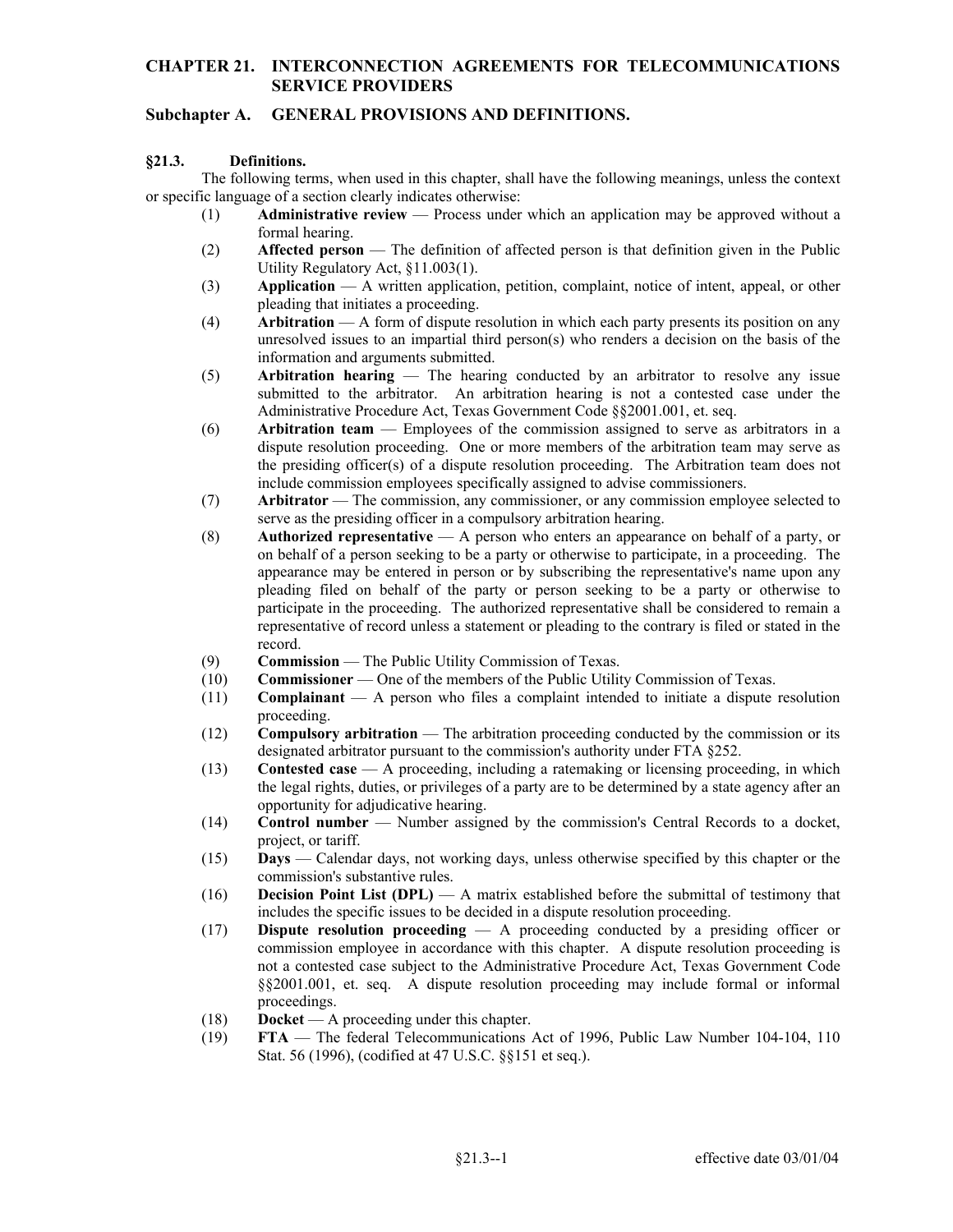# CHAPTER 21. INTERCONNECTION AGREEMENTS FOR TELECOMMUNICATIONS SERVICE PROVIDERS

## Subchapter A. GENERAL PROVISIONS AND DEFINITIONS.

### §21.3. Definitions.

The following terms, when used in this chapter, shall have the following meanings, unless the context or specific language of a section clearly indicates otherwise:

(1) **Administrative review** — Process under which an application may be approved without a formal hearing.

(2) **Affected person** — The definition of affected person is that definition given in the Public Utility Regulatory Act, §11.003(1).

(3) **Application** — A written application, petition, complaint, notice of intent, appeal, or other pleading that initiates a proceeding.

(4) **Arbitration** — A form of dispute resolution in which each party presents its position on any unresolved issues to an impartial third person(s) who renders a decision on the basis of the information and arguments submitted.

(5) **Arbitration hearing** — The hearing conducted by an arbitrator to resolve any issue submitted to the arbitrator. An arbitration hearing is not a contested case under the Administrative Procedure Act, Texas Government Code §§2001.001, et. seq.

(6) **Arbitration team** — Employees of the commission assigned to serve as arbitrators in a dispute resolution proceeding. One or more members of the arbitration team may serve as the presiding officer(s) of a dispute resolution proceeding. The Arbitration team does not include commission employees specifically assigned to advise commissioners.

(7) **Arbitrator** — The commission, any commissioner, or any commission employee selected to serve as the presiding officer in a compulsory arbitration hearing.

(8) **Authorized representative** — A person who enters an appearance on behalf of a party, or on behalf of a person seeking to be a party or otherwise to participate, in a proceeding. The appearance may be entered in person or by subscribing the representative's name upon any pleading filed on behalf of the party or person seeking to be a party or otherwise to participate in the proceeding. The authorized representative shall be considered to remain a representative of record unless a statement or pleading to the contrary is filed or stated in the record.

(9) **Commission** — The Public Utility Commission of Texas.

(10) **Commissioner** — One of the members of the Public Utility Commission of Texas.

(11) **Complainant** — A person who files a complaint intended to initiate a dispute resolution proceeding.

(12) **Compulsory arbitration** — The arbitration proceeding conducted by the commission or its designated arbitrator pursuant to the commission's authority under FTA §252.

(13) **Contested case** — A proceeding, including a ratemaking or licensing proceeding, in which the legal rights, duties, or privileges of a party are to be determined by a state agency after an opportunity for adjudicative hearing.

(14) **Control number** — Number assigned by the commission's Central Records to a docket, project, or tariff.

(15) **Days** — Calendar days, not working days, unless otherwise specified by this chapter or the commission's substantive rules.

(16) **Decision Point List (DPL)** — A matrix established before the submittal of testimony that includes the specific issues to be decided in a dispute resolution proceeding.

(17) **Dispute resolution proceeding** — A proceeding conducted by a presiding officer or commission employee in accordance with this chapter. A dispute resolution proceeding is not a contested case subject to the Administrative Procedure Act, Texas Government Code §§2001.001, et. seq. A dispute resolution proceeding may include formal or informal proceedings.

(18) **Docket** — A proceeding under this chapter.

(19) **FTA** — The federal Telecommunications Act of 1996, Public Law Number 104-104, 110 Stat. 56 (1996), (codified at 47 U.S.C. §§151 et seq.).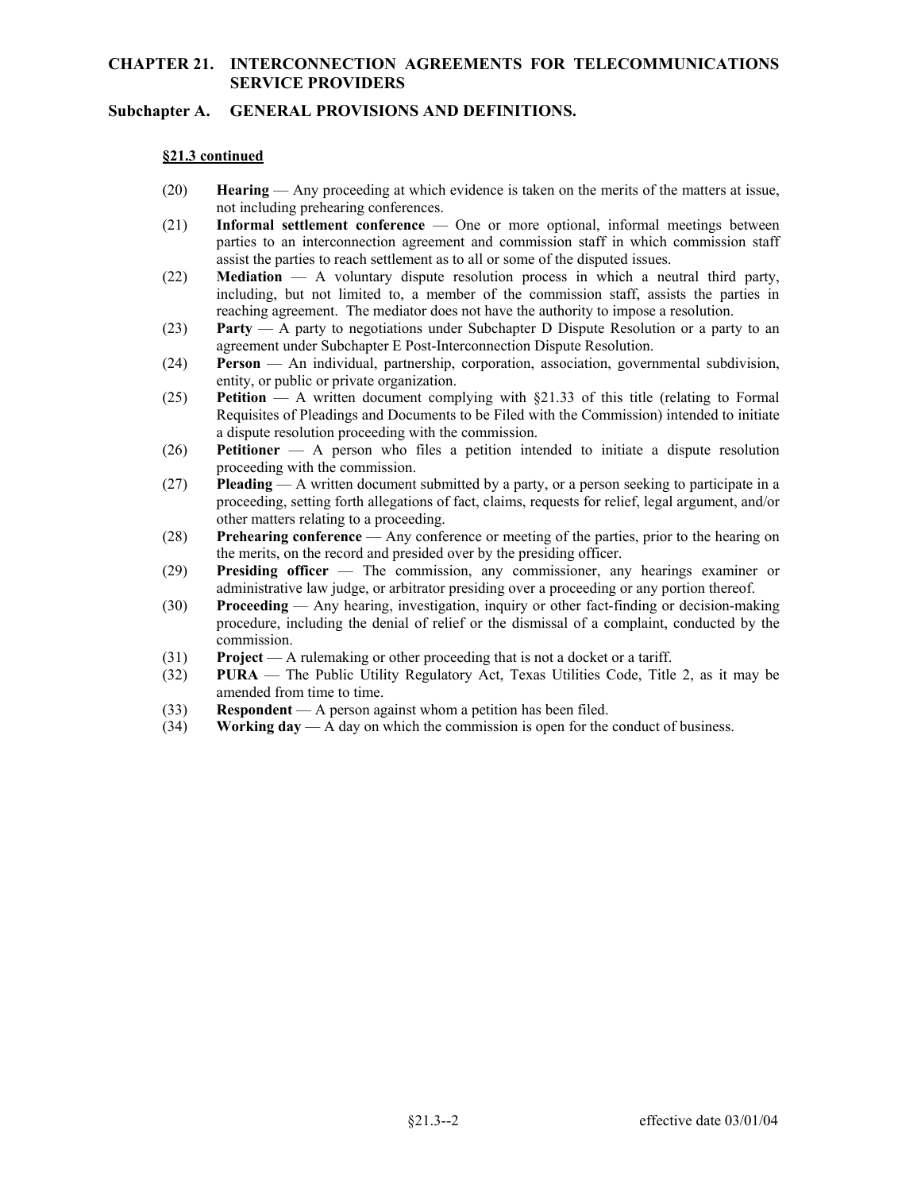## CHAPTER 21. INTERCONNECTION AGREEMENTS FOR TELECOMMUNICATIONS SERVICE PROVIDERS

### Subchapter A. GENERAL PROVISIONS AND DEFINITIONS.

**§21.3 continued**

(20) **Hearing** — Any proceeding at which evidence is taken on the merits of the matters at issue, not including prehearing conferences.

(21) **Informal settlement conference** — One or more optional, informal meetings between parties to an interconnection agreement and commission staff in which commission staff assist the parties to reach settlement as to all or some of the disputed issues.

(22) **Mediation** — A voluntary dispute resolution process in which a neutral third party, including, but not limited to, a member of the commission staff, assists the parties in reaching agreement. The mediator does not have the authority to impose a resolution.

(23) **Party** — A party to negotiations under Subchapter D Dispute Resolution or a party to an agreement under Subchapter E Post-Interconnection Dispute Resolution.

(24) **Person** — An individual, partnership, corporation, association, governmental subdivision, entity, or public or private organization.

(25) **Petition** — A written document complying with §21.33 of this title (relating to Formal Requisites of Pleadings and Documents to be Filed with the Commission) intended to initiate a dispute resolution proceeding with the commission.

(26) **Petitioner** — A person who files a petition intended to initiate a dispute resolution proceeding with the commission.

(27) **Pleading** — A written document submitted by a party, or a person seeking to participate in a proceeding, setting forth allegations of fact, claims, requests for relief, legal argument, and/or other matters relating to a proceeding.

(28) **Prehearing conference** — Any conference or meeting of the parties, prior to the hearing on the merits, on the record and presided over by the presiding officer.

(29) **Presiding officer** — The commission, any commissioner, any hearings examiner or administrative law judge, or arbitrator presiding over a proceeding or any portion thereof.

(30) **Proceeding** — Any hearing, investigation, inquiry or other fact-finding or decision-making procedure, including the denial of relief or the dismissal of a complaint, conducted by the commission.

(31) **Project** — A rulemaking or other proceeding that is not a docket or a tariff.

(32) **PURA** — The Public Utility Regulatory Act, Texas Utilities Code, Title 2, as it may be amended from time to time.

(33) **Respondent** — A person against whom a petition has been filed.

(34) **Working day** — A day on which the commission is open for the conduct of business.